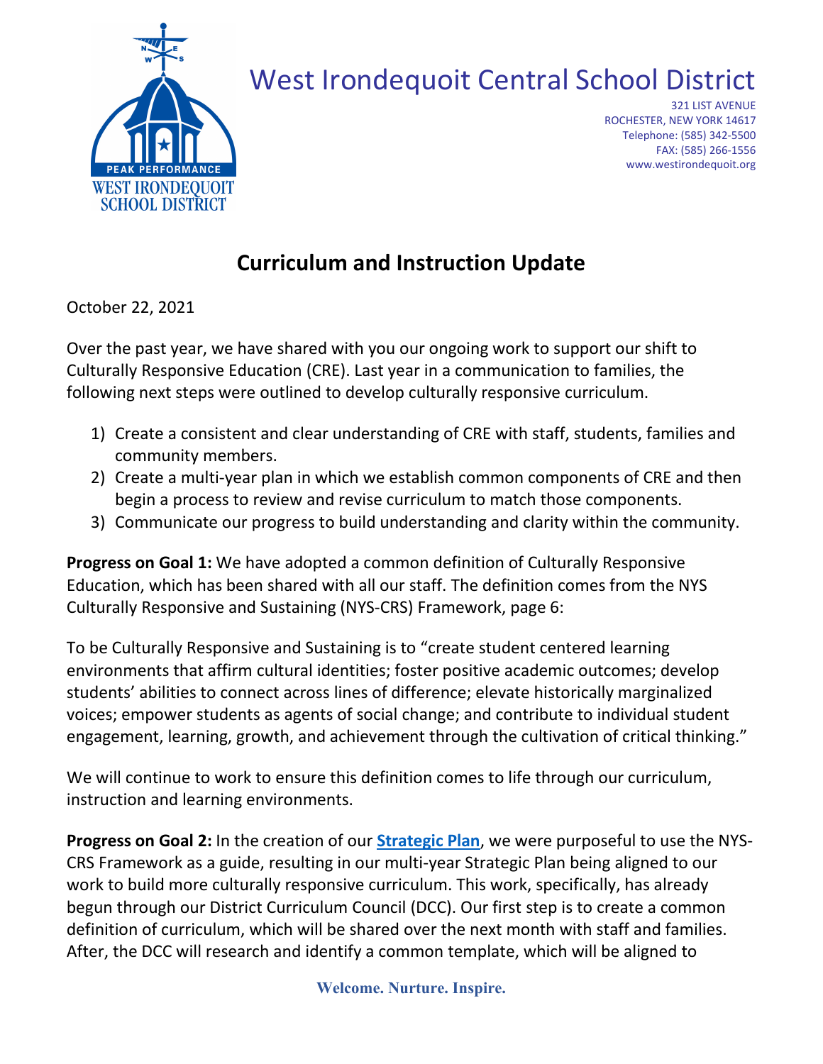# West Irondequoit Central School District

321 LIST AVENUE
ROCHESTER, NEW YORK 14617
Telephone: (585) 342-5500
FAX: (585) 266-1556
www.westirondequoit.org

## Curriculum and Instruction Update

October 22, 2021

Over the past year, we have shared with you our ongoing work to support our shift to Culturally Responsive Education (CRE). Last year in a communication to families, the following next steps were outlined to develop culturally responsive curriculum.

1) Create a consistent and clear understanding of CRE with staff, students, families and community members.
2) Create a multi-year plan in which we establish common components of CRE and then begin a process to review and revise curriculum to match those components.
3) Communicate our progress to build understanding and clarity within the community.

**Progress on Goal 1:** We have adopted a common definition of Culturally Responsive Education, which has been shared with all our staff. The definition comes from the NYS Culturally Responsive and Sustaining (NYS-CRS) Framework, page 6:

To be Culturally Responsive and Sustaining is to "create student centered learning environments that affirm cultural identities; foster positive academic outcomes; develop students' abilities to connect across lines of difference; elevate historically marginalized voices; empower students as agents of social change; and contribute to individual student engagement, learning, growth, and achievement through the cultivation of critical thinking."

We will continue to work to ensure this definition comes to life through our curriculum, instruction and learning environments.

**Progress on Goal 2:** In the creation of our **Strategic Plan**, we were purposeful to use the NYS-CRS Framework as a guide, resulting in our multi-year Strategic Plan being aligned to our work to build more culturally responsive curriculum. This work, specifically, has already begun through our District Curriculum Council (DCC). Our first step is to create a common definition of curriculum, which will be shared over the next month with staff and families. After, the DCC will research and identify a common template, which will be aligned to

Welcome. Nurture. Inspire.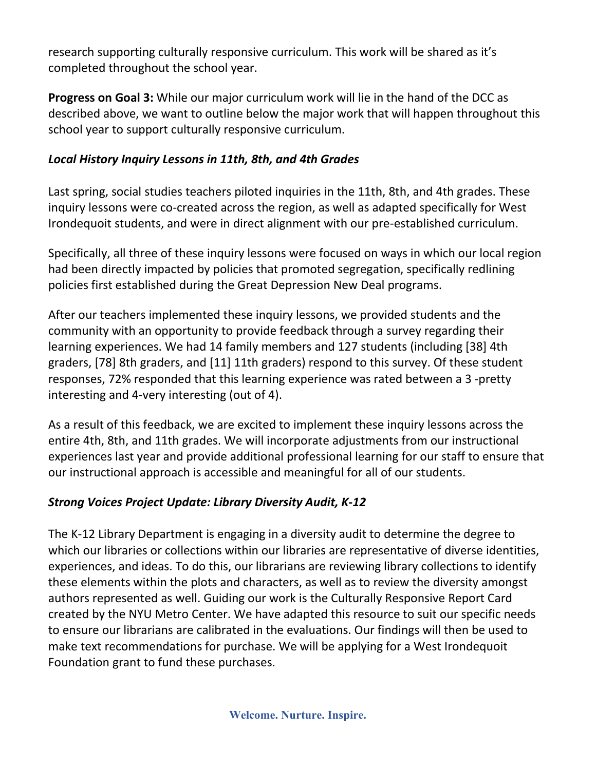research supporting culturally responsive curriculum. This work will be shared as it's completed throughout the school year.

**Progress on Goal 3:** While our major curriculum work will lie in the hand of the DCC as described above, we want to outline below the major work that will happen throughout this school year to support culturally responsive curriculum.

### *Local History Inquiry Lessons in 11th, 8th, and 4th Grades*

Last spring, social studies teachers piloted inquiries in the 11th, 8th, and 4th grades. These inquiry lessons were co-created across the region, as well as adapted specifically for West Irondequoit students, and were in direct alignment with our pre-established curriculum.

Specifically, all three of these inquiry lessons were focused on ways in which our local region had been directly impacted by policies that promoted segregation, specifically redlining policies first established during the Great Depression New Deal programs.

After our teachers implemented these inquiry lessons, we provided students and the community with an opportunity to provide feedback through a survey regarding their learning experiences. We had 14 family members and 127 students (including [38] 4th graders, [78] 8th graders, and [11] 11th graders) respond to this survey. Of these student responses, 72% responded that this learning experience was rated between a 3 -pretty interesting and 4-very interesting (out of 4).

As a result of this feedback, we are excited to implement these inquiry lessons across the entire 4th, 8th, and 11th grades. We will incorporate adjustments from our instructional experiences last year and provide additional professional learning for our staff to ensure that our instructional approach is accessible and meaningful for all of our students.

### *Strong Voices Project Update: Library Diversity Audit, K-12*

The K-12 Library Department is engaging in a diversity audit to determine the degree to which our libraries or collections within our libraries are representative of diverse identities, experiences, and ideas. To do this, our librarians are reviewing library collections to identify these elements within the plots and characters, as well as to review the diversity amongst authors represented as well. Guiding our work is the Culturally Responsive Report Card created by the NYU Metro Center. We have adapted this resource to suit our specific needs to ensure our librarians are calibrated in the evaluations. Our findings will then be used to make text recommendations for purchase. We will be applying for a West Irondequoit Foundation grant to fund these purchases.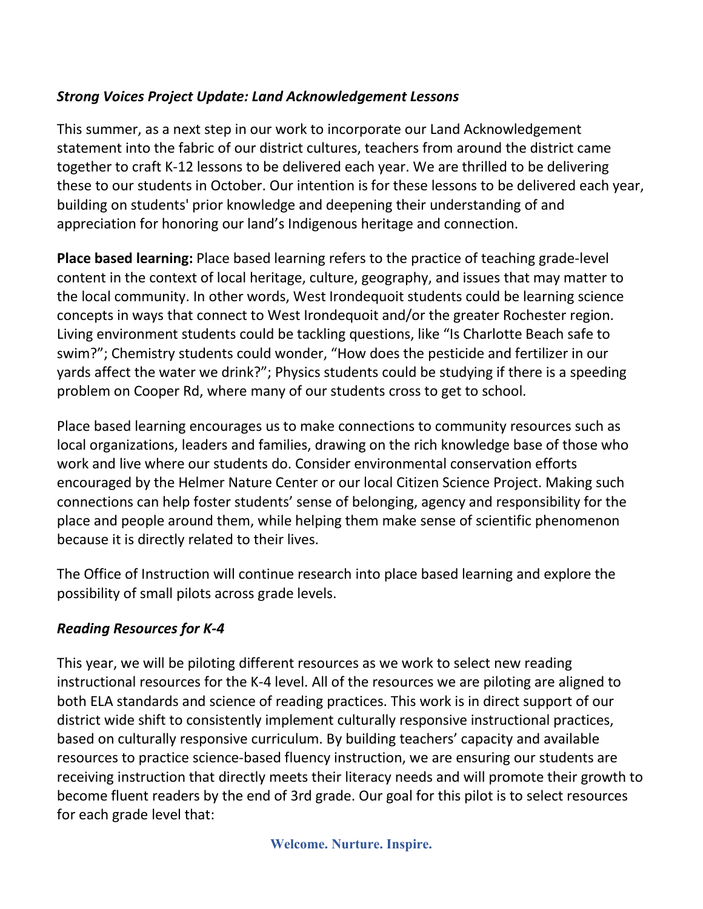***Strong Voices Project Update: Land Acknowledgement Lessons***

This summer, as a next step in our work to incorporate our Land Acknowledgement statement into the fabric of our district cultures, teachers from around the district came together to craft K-12 lessons to be delivered each year. We are thrilled to be delivering these to our students in October. Our intention is for these lessons to be delivered each year, building on students' prior knowledge and deepening their understanding of and appreciation for honoring our land's Indigenous heritage and connection.

**Place based learning:** Place based learning refers to the practice of teaching grade-level content in the context of local heritage, culture, geography, and issues that may matter to the local community. In other words, West Irondequoit students could be learning science concepts in ways that connect to West Irondequoit and/or the greater Rochester region. Living environment students could be tackling questions, like "Is Charlotte Beach safe to swim?"; Chemistry students could wonder, "How does the pesticide and fertilizer in our yards affect the water we drink?"; Physics students could be studying if there is a speeding problem on Cooper Rd, where many of our students cross to get to school.

Place based learning encourages us to make connections to community resources such as local organizations, leaders and families, drawing on the rich knowledge base of those who work and live where our students do. Consider environmental conservation efforts encouraged by the Helmer Nature Center or our local Citizen Science Project. Making such connections can help foster students' sense of belonging, agency and responsibility for the place and people around them, while helping them make sense of scientific phenomenon because it is directly related to their lives.

The Office of Instruction will continue research into place based learning and explore the possibility of small pilots across grade levels.

***Reading Resources for K-4***

This year, we will be piloting different resources as we work to select new reading instructional resources for the K-4 level. All of the resources we are piloting are aligned to both ELA standards and science of reading practices. This work is in direct support of our district wide shift to consistently implement culturally responsive instructional practices, based on culturally responsive curriculum. By building teachers' capacity and available resources to practice science-based fluency instruction, we are ensuring our students are receiving instruction that directly meets their literacy needs and will promote their growth to become fluent readers by the end of 3rd grade. Our goal for this pilot is to select resources for each grade level that: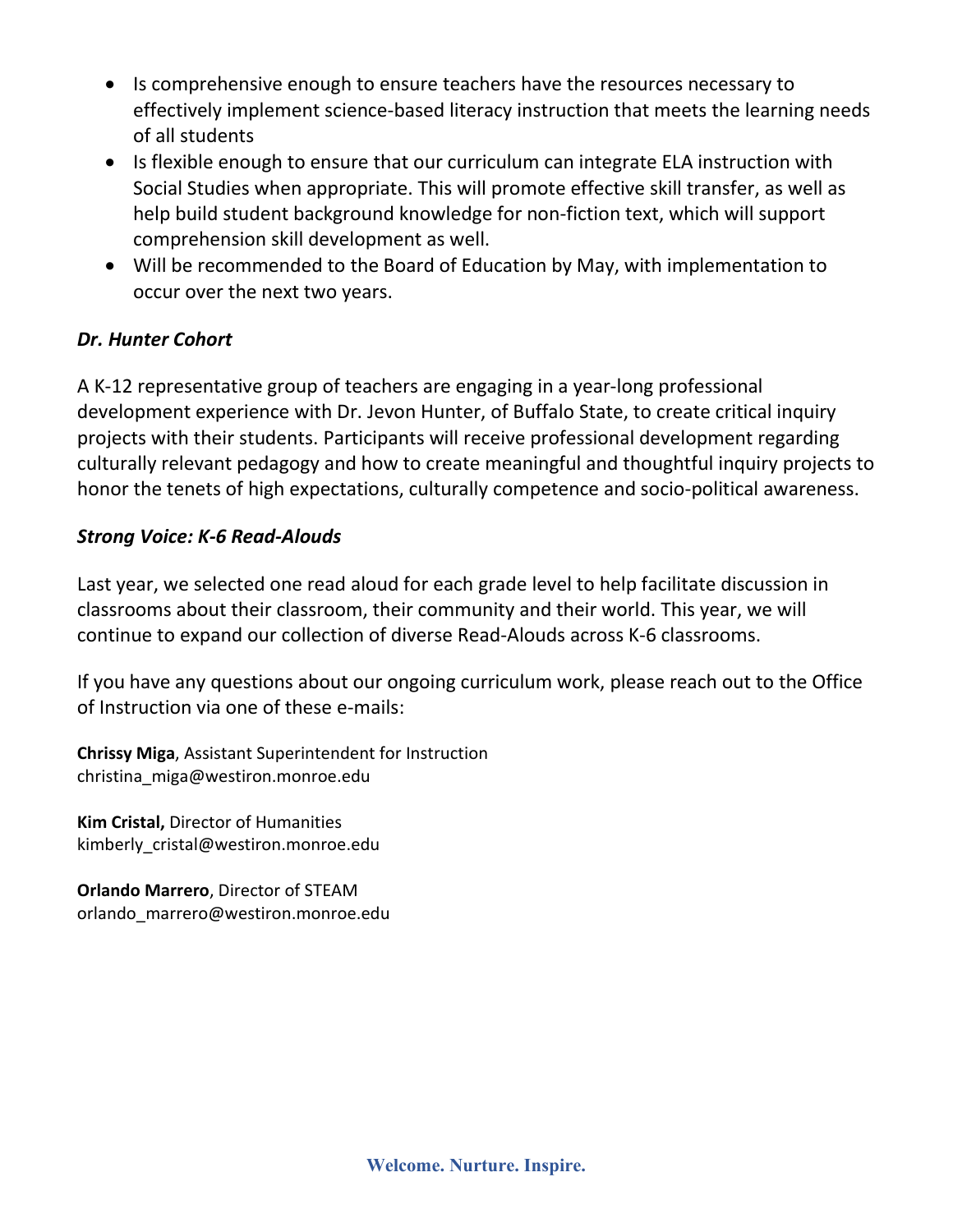- Is comprehensive enough to ensure teachers have the resources necessary to effectively implement science-based literacy instruction that meets the learning needs of all students
- Is flexible enough to ensure that our curriculum can integrate ELA instruction with Social Studies when appropriate. This will promote effective skill transfer, as well as help build student background knowledge for non-fiction text, which will support comprehension skill development as well.
- Will be recommended to the Board of Education by May, with implementation to occur over the next two years.

***Dr. Hunter Cohort***

A K-12 representative group of teachers are engaging in a year-long professional development experience with Dr. Jevon Hunter, of Buffalo State, to create critical inquiry projects with their students. Participants will receive professional development regarding culturally relevant pedagogy and how to create meaningful and thoughtful inquiry projects to honor the tenets of high expectations, culturally competence and socio-political awareness.

***Strong Voice: K-6 Read-Alouds***

Last year, we selected one read aloud for each grade level to help facilitate discussion in classrooms about their classroom, their community and their world. This year, we will continue to expand our collection of diverse Read-Alouds across K-6 classrooms.

If you have any questions about our ongoing curriculum work, please reach out to the Office of Instruction via one of these e-mails:

**Chrissy Miga**, Assistant Superintendent for Instruction
christina_miga@westiron.monroe.edu

**Kim Cristal,** Director of Humanities
kimberly_cristal@westiron.monroe.edu

**Orlando Marrero**, Director of STEAM
orlando_marrero@westiron.monroe.edu

**Welcome. Nurture. Inspire.**